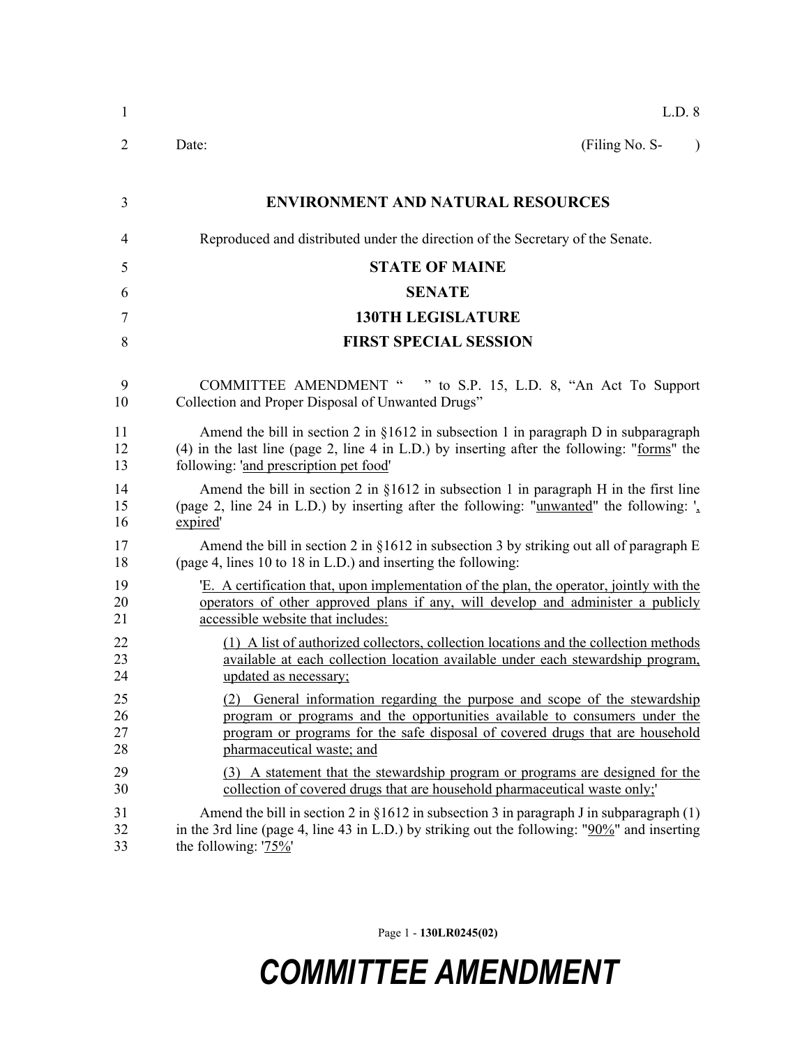L.D. 8

Date: (Filing No. S- )

## ENVIRONMENT AND NATURAL RESOURCES

Reproduced and distributed under the direction of the Secretary of the Senate.

## STATE OF MAINE

## SENATE

## 130TH LEGISLATURE

## FIRST SPECIAL SESSION

COMMITTEE AMENDMENT " " to S.P. 15, L.D. 8, "An Act To Support Collection and Proper Disposal of Unwanted Drugs"

Amend the bill in section 2 in §1612 in subsection 1 in paragraph D in subparagraph (4) in the last line (page 2, line 4 in L.D.) by inserting after the following: "forms" the following: 'and prescription pet food'

Amend the bill in section 2 in §1612 in subsection 1 in paragraph H in the first line (page 2, line 24 in L.D.) by inserting after the following: "unwanted" the following: ', expired'

Amend the bill in section 2 in §1612 in subsection 3 by striking out all of paragraph E (page 4, lines 10 to 18 in L.D.) and inserting the following:

'E. A certification that, upon implementation of the plan, the operator, jointly with the operators of other approved plans if any, will develop and administer a publicly accessible website that includes:

(1) A list of authorized collectors, collection locations and the collection methods available at each collection location available under each stewardship program, updated as necessary;

(2) General information regarding the purpose and scope of the stewardship program or programs and the opportunities available to consumers under the program or programs for the safe disposal of covered drugs that are household pharmaceutical waste; and

(3) A statement that the stewardship program or programs are designed for the collection of covered drugs that are household pharmaceutical waste only;'

Amend the bill in section 2 in §1612 in subsection 3 in paragraph J in subparagraph (1) in the 3rd line (page 4, line 43 in L.D.) by striking out the following: "90%" and inserting the following: '75%'

Page 1 - **130LR0245(02)**

***COMMITTEE AMENDMENT***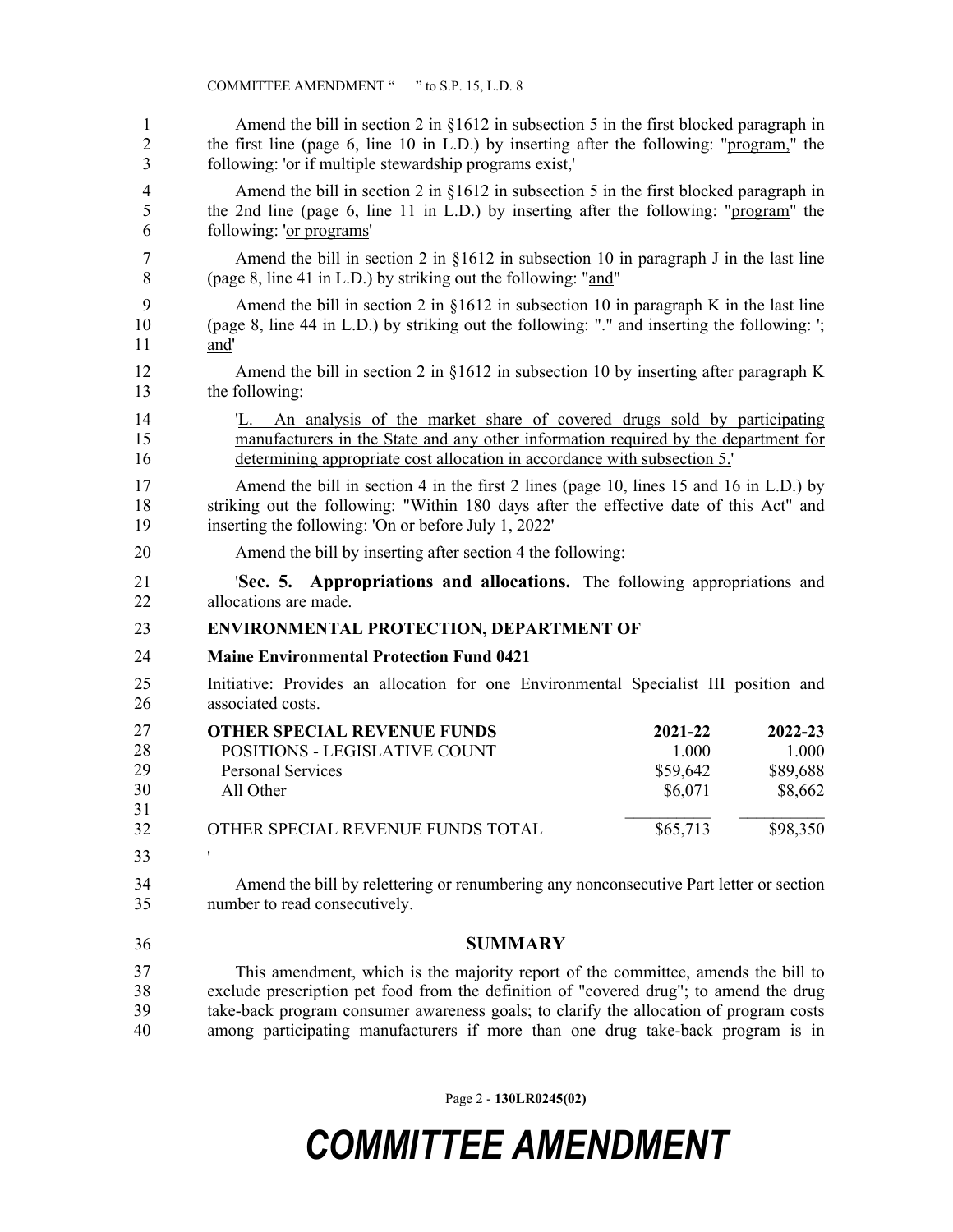Amend the bill in section 2 in §1612 in subsection 5 in the first blocked paragraph in the first line (page 6, line 10 in L.D.) by inserting after the following: "program," the following: 'or if multiple stewardship programs exist,'

Amend the bill in section 2 in §1612 in subsection 5 in the first blocked paragraph in the 2nd line (page 6, line 11 in L.D.) by inserting after the following: "program" the following: 'or programs'

Amend the bill in section 2 in §1612 in subsection 10 in paragraph J in the last line (page 8, line 41 in L.D.) by striking out the following: "and"

Amend the bill in section 2 in §1612 in subsection 10 in paragraph K in the last line (page 8, line 44 in L.D.) by striking out the following: "." and inserting the following: '; and'

Amend the bill in section 2 in §1612 in subsection 10 by inserting after paragraph K the following:

'L. An analysis of the market share of covered drugs sold by participating manufacturers in the State and any other information required by the department for determining appropriate cost allocation in accordance with subsection 5.'

Amend the bill in section 4 in the first 2 lines (page 10, lines 15 and 16 in L.D.) by striking out the following: "Within 180 days after the effective date of this Act" and inserting the following: 'On or before July 1, 2022'

Amend the bill by inserting after section 4 the following:

'**Sec. 5. Appropriations and allocations.** The following appropriations and allocations are made.

**ENVIRONMENTAL PROTECTION, DEPARTMENT OF**

**Maine Environmental Protection Fund 0421**

Initiative: Provides an allocation for one Environmental Specialist III position and associated costs.

| **OTHER SPECIAL REVENUE FUNDS** | **2021-22** | **2022-23** |
|---|---|---|
| POSITIONS - LEGISLATIVE COUNT | 1.000 | 1.000 |
| Personal Services | $59,642 | $89,688 |
| All Other | $6,071 | $8,662 |
| OTHER SPECIAL REVENUE FUNDS TOTAL | $65,713 | $98,350 |

'

Amend the bill by relettering or renumbering any nonconsecutive Part letter or section number to read consecutively.

## SUMMARY

This amendment, which is the majority report of the committee, amends the bill to exclude prescription pet food from the definition of "covered drug"; to amend the drug take-back program consumer awareness goals; to clarify the allocation of program costs among participating manufacturers if more than one drug take-back program is in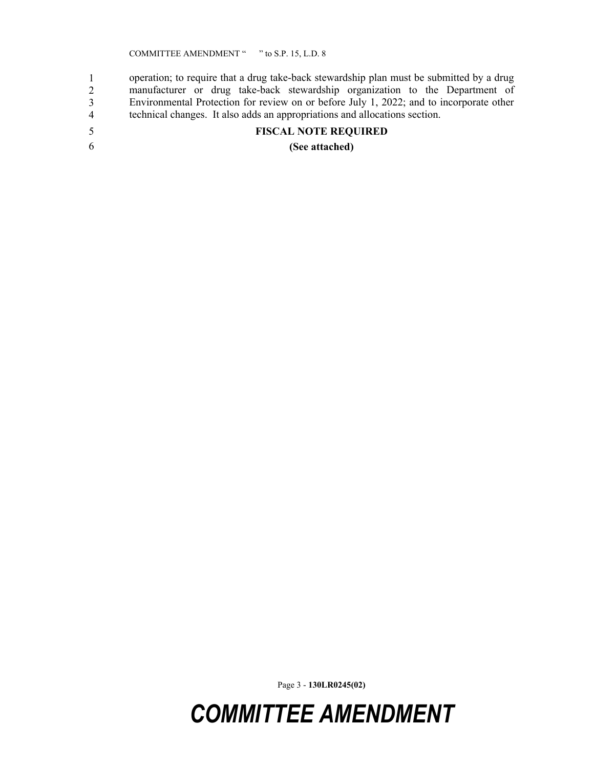operation; to require that a drug take-back stewardship plan must be submitted by a drug manufacturer or drug take-back stewardship organization to the Department of Environmental Protection for review on or before July 1, 2022; and to incorporate other technical changes. It also adds an appropriations and allocations section.

**FISCAL NOTE REQUIRED**

**(See attached)**

***COMMITTEE AMENDMENT***